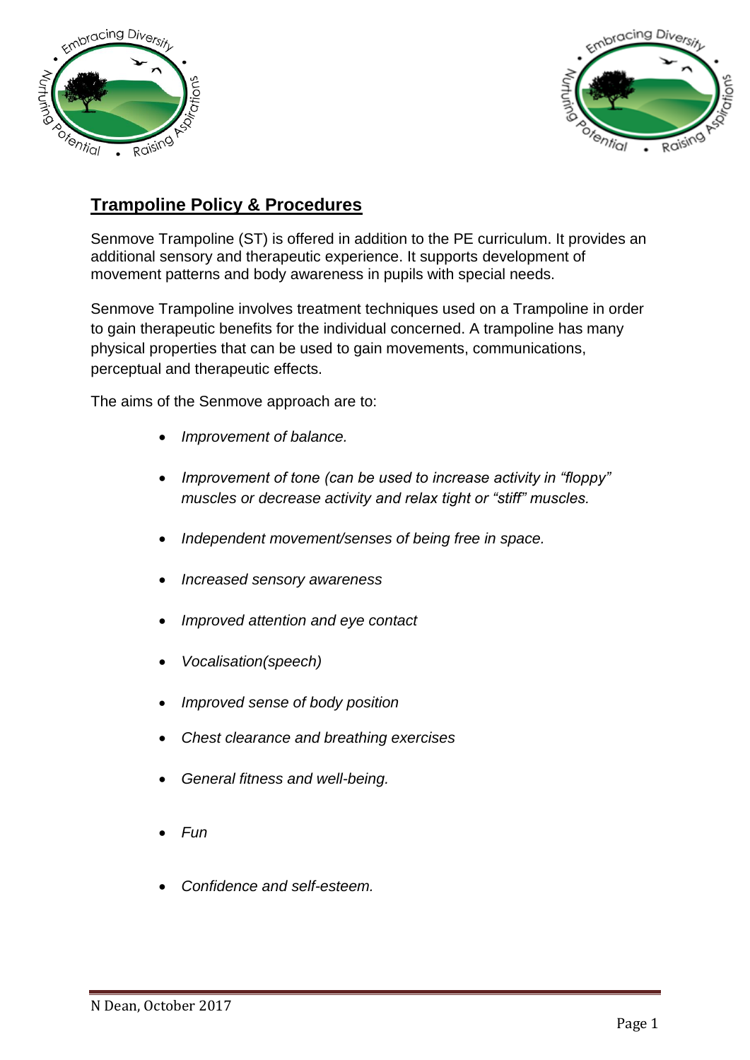## Trampoline Policy & Procedures

Senmove Trampoline (ST) is offered in addition to the PE curriculum. It provides an additional sensory and therapeutic experience. It supports development of movement patterns and body awareness in pupils with special needs.

Senmove Trampoline involves treatment techniques used on a Trampoline in order to gain therapeutic benefits for the individual concerned. A trampoline has many physical properties that can be used to gain movements, communications, perceptual and therapeutic effects.

The aims of the Senmove approach are to:

- *Improvement of balance.*
- *Improvement of tone (can be used to increase activity in "floppy" muscles or decrease activity and relax tight or "stiff" muscles.*
- *Independent movement/senses of being free in space.*
- *Increased sensory awareness*
- *Improved attention and eye contact*
- *Vocalisation(speech)*
- *Improved sense of body position*
- *Chest clearance and breathing exercises*
- *General fitness and well-being.*
- *Fun*
- *Confidence and self-esteem.*

N Dean, October 2017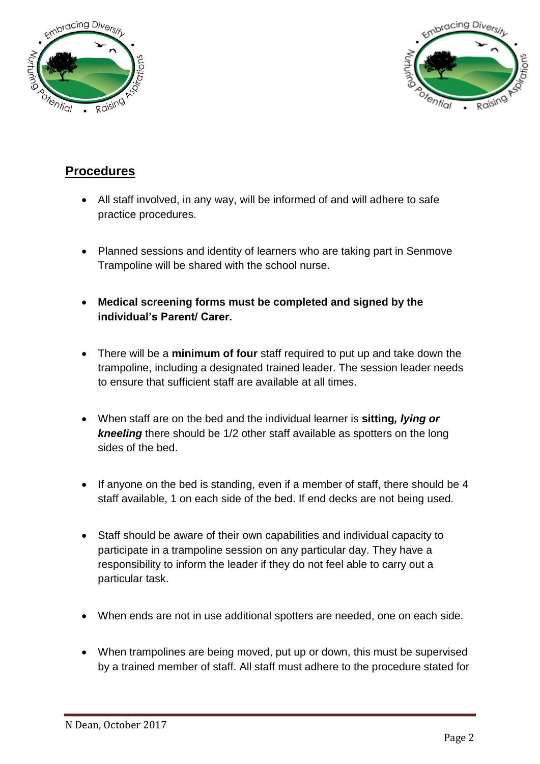## Procedures

- All staff involved, in any way, will be informed of and will adhere to safe practice procedures.
- Planned sessions and identity of learners who are taking part in Senmove Trampoline will be shared with the school nurse.
- **Medical screening forms must be completed and signed by the individual's Parent/ Carer.**
- There will be a **minimum of four** staff required to put up and take down the trampoline, including a designated trained leader. The session leader needs to ensure that sufficient staff are available at all times.
- When staff are on the bed and the individual learner is **sitting*, lying or kneeling*** there should be 1/2 other staff available as spotters on the long sides of the bed.
- If anyone on the bed is standing, even if a member of staff, there should be 4 staff available, 1 on each side of the bed. If end decks are not being used.
- Staff should be aware of their own capabilities and individual capacity to participate in a trampoline session on any particular day. They have a responsibility to inform the leader if they do not feel able to carry out a particular task.
- When ends are not in use additional spotters are needed, one on each side.
- When trampolines are being moved, put up or down, this must be supervised by a trained member of staff. All staff must adhere to the procedure stated for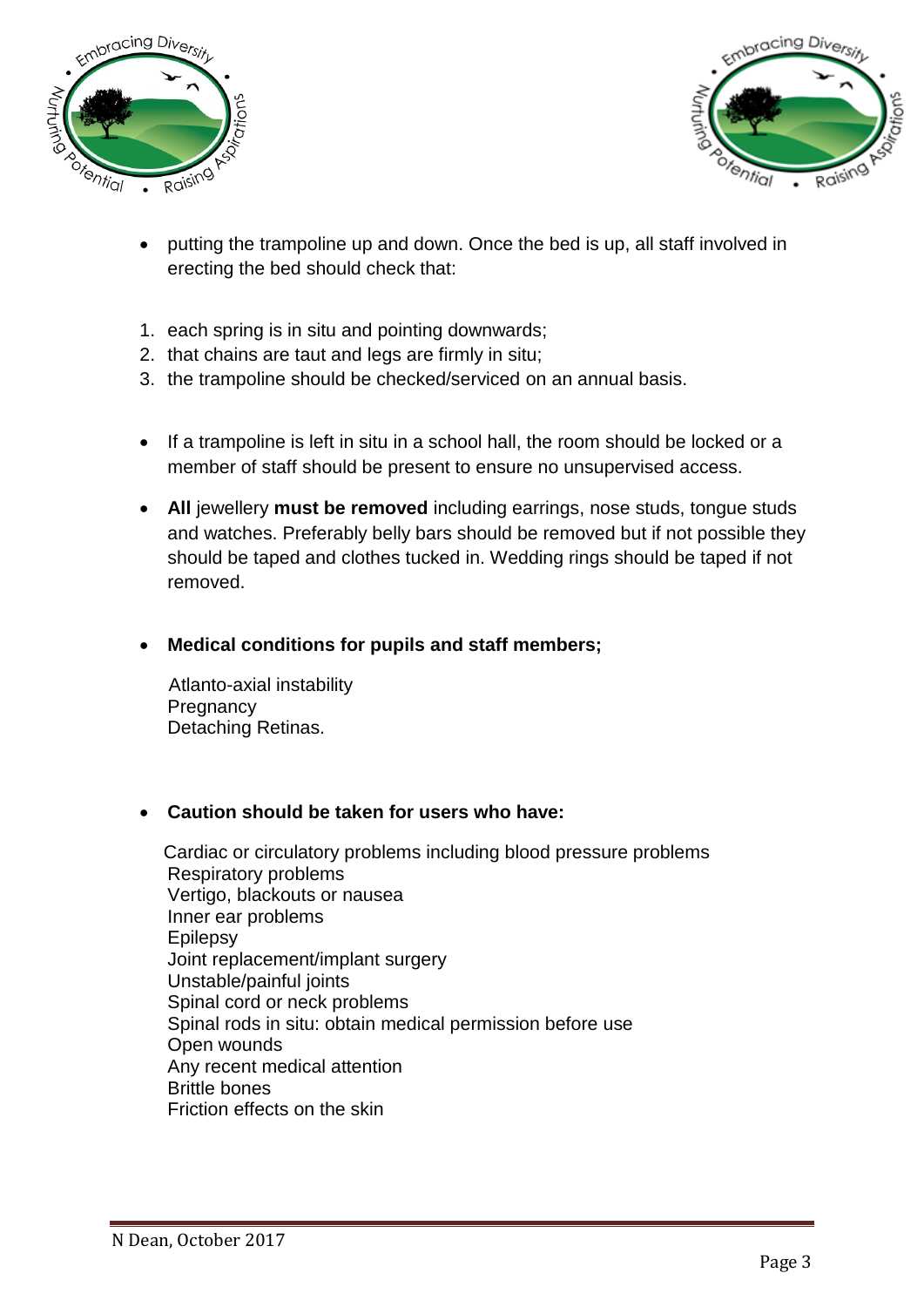- putting the trampoline up and down. Once the bed is up, all staff involved in erecting the bed should check that:

1. each spring is in situ and pointing downwards;
2. that chains are taut and legs are firmly in situ;
3. the trampoline should be checked/serviced on an annual basis.

- If a trampoline is left in situ in a school hall, the room should be locked or a member of staff should be present to ensure no unsupervised access.

- **All** jewellery **must be removed** including earrings, nose studs, tongue studs and watches. Preferably belly bars should be removed but if not possible they should be taped and clothes tucked in. Wedding rings should be taped if not removed.

- **Medical conditions for pupils and staff members;**

  Atlanto-axial instability
  Pregnancy
  Detaching Retinas.

- **Caution should be taken for users who have:**

  Cardiac or circulatory problems including blood pressure problems
  Respiratory problems
  Vertigo, blackouts or nausea
  Inner ear problems
  Epilepsy
  Joint replacement/implant surgery
  Unstable/painful joints
  Spinal cord or neck problems
  Spinal rods in situ: obtain medical permission before use
  Open wounds
  Any recent medical attention
  Brittle bones
  Friction effects on the skin

N Dean, October 2017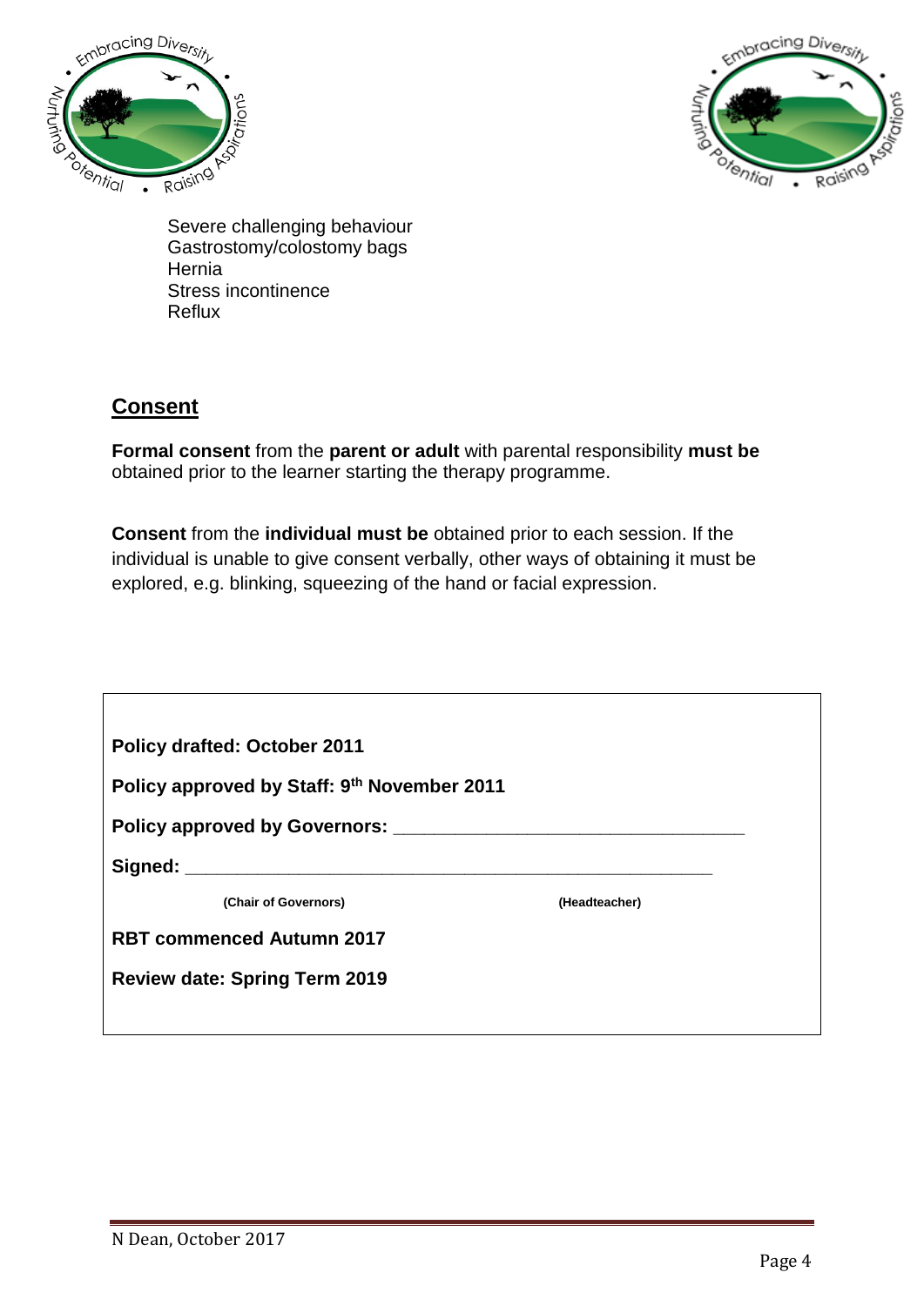Severe challenging behaviour
Gastrostomy/colostomy bags
Hernia
Stress incontinence
Reflux

## Consent

**Formal consent** from the **parent or adult** with parental responsibility **must be** obtained prior to the learner starting the therapy programme.

**Consent** from the **individual must be** obtained prior to each session. If the individual is unable to give consent verbally, other ways of obtaining it must be explored, e.g. blinking, squeezing of the hand or facial expression.

**Policy drafted: October 2011**

**Policy approved by Staff: 9th November 2011**

**Policy approved by Governors: ________________________________**

**Signed: ____________________________________________________**

**(Chair of Governors)** **(Headteacher)**

**RBT commenced Autumn 2017**

**Review date: Spring Term 2019**

N Dean, October 2017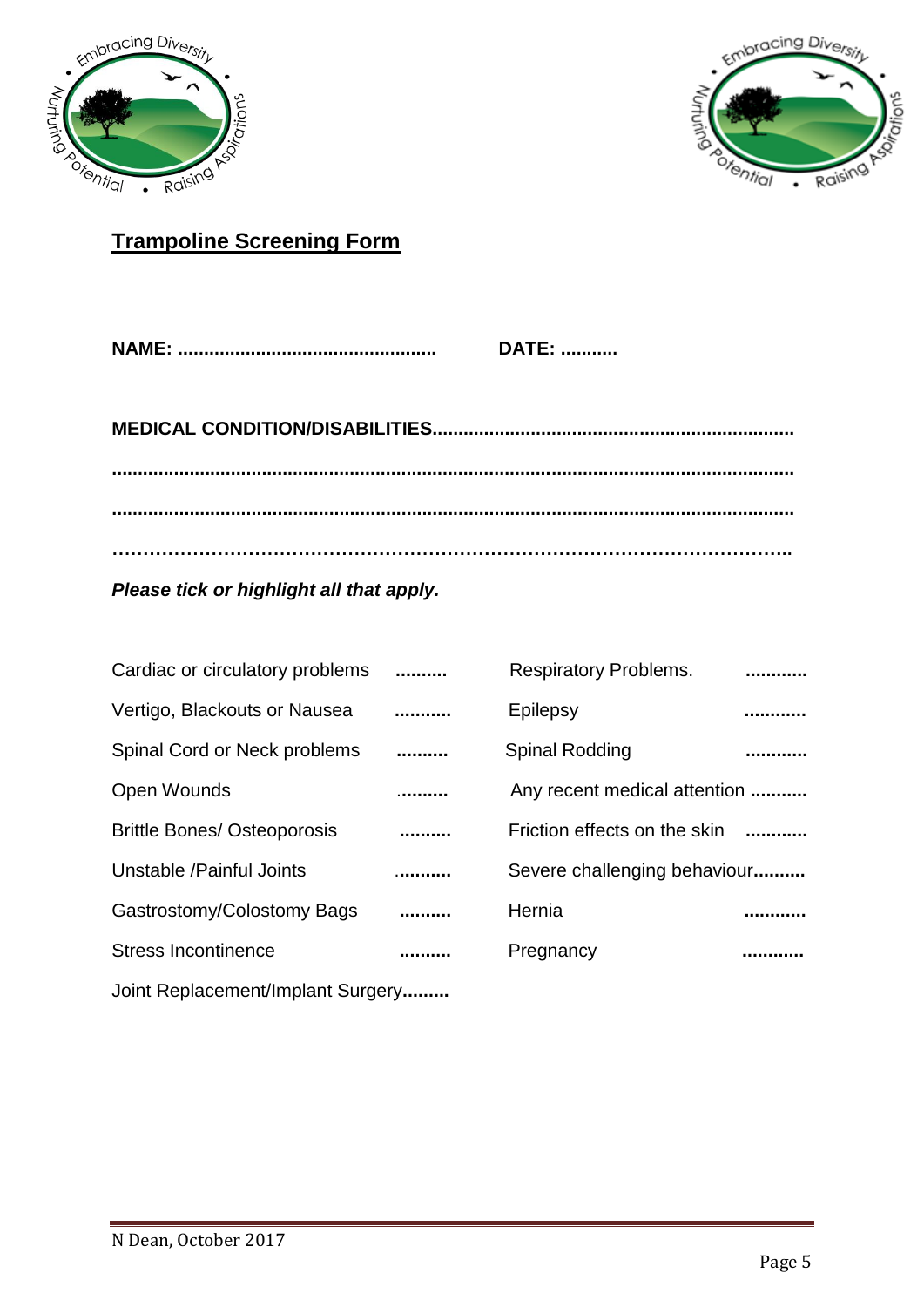## Trampoline Screening Form

**NAME: .................................................** **DATE: ...........**

**MEDICAL CONDITION/DISABILITIES....................................................................**

**..................................................................................................................................**

**..................................................................................................................................**

**..................................................................................................................................**

***Please tick or highlight all that apply.***

| | | | |
|---|---|---|---|
| Cardiac or circulatory problems | .......... | Respiratory Problems. | ............ |
| Vertigo, Blackouts or Nausea | ........... | Epilepsy | ............ |
| Spinal Cord or Neck problems | .......... | Spinal Rodding | ............ |
| Open Wounds | .......... | Any recent medical attention | ........... |
| Brittle Bones/ Osteoporosis | .......... | Friction effects on the skin | ............ |
| Unstable /Painful Joints | ........... | Severe challenging behaviour | .......... |
| Gastrostomy/Colostomy Bags | .......... | Hernia | ............ |
| Stress Incontinence | .......... | Pregnancy | ............ |
| Joint Replacement/Implant Surgery | ......... | | |

N Dean, October 2017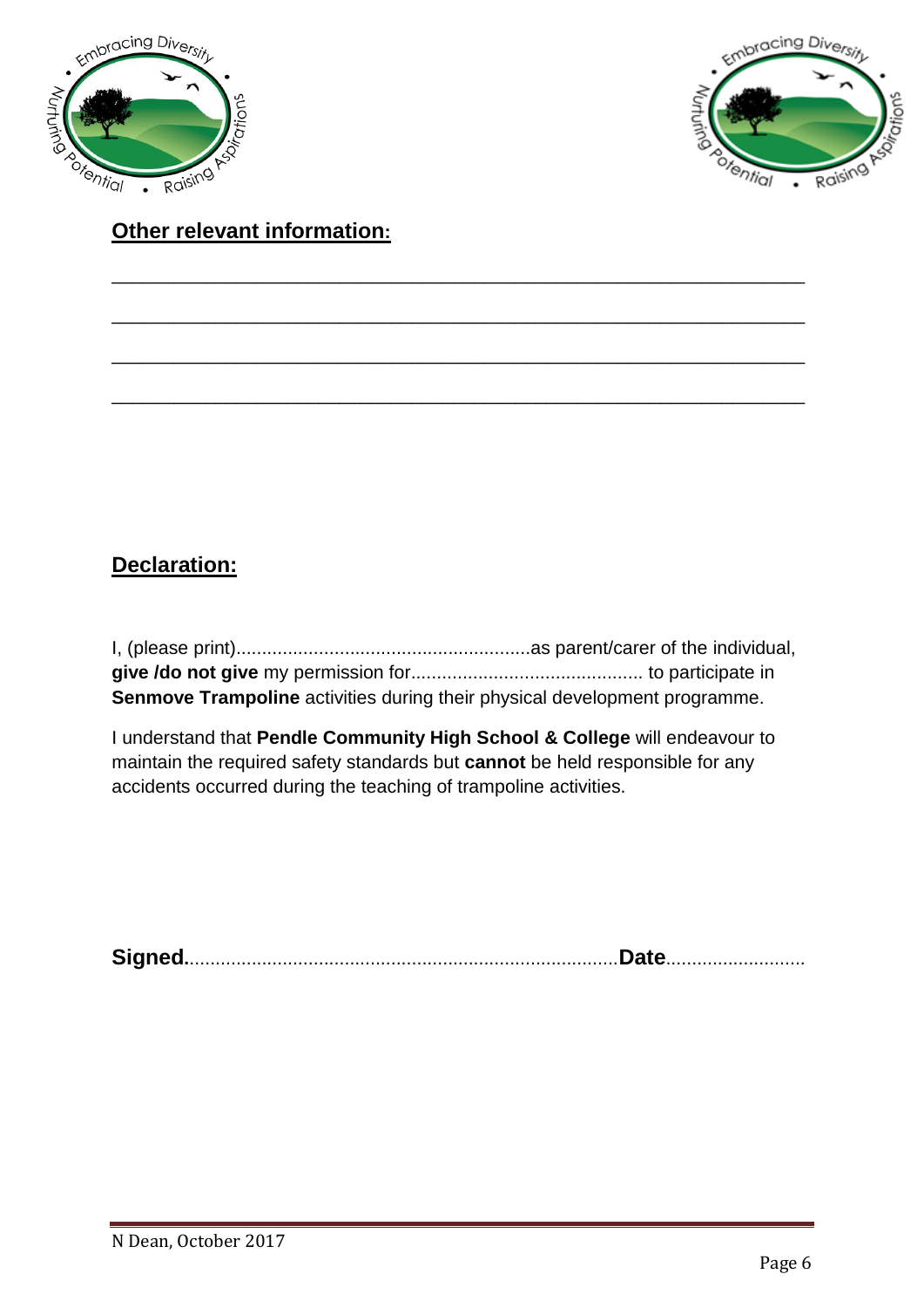## **Other relevant information:**

\_\_\_\_\_\_\_\_\_\_\_\_\_\_\_\_\_\_\_\_\_\_\_\_\_\_\_\_\_\_\_\_\_\_\_\_\_\_\_\_\_\_\_\_\_\_\_\_\_\_\_\_\_\_\_\_\_\_\_\_\_\_\_\_

\_\_\_\_\_\_\_\_\_\_\_\_\_\_\_\_\_\_\_\_\_\_\_\_\_\_\_\_\_\_\_\_\_\_\_\_\_\_\_\_\_\_\_\_\_\_\_\_\_\_\_\_\_\_\_\_\_\_\_\_\_\_\_\_

\_\_\_\_\_\_\_\_\_\_\_\_\_\_\_\_\_\_\_\_\_\_\_\_\_\_\_\_\_\_\_\_\_\_\_\_\_\_\_\_\_\_\_\_\_\_\_\_\_\_\_\_\_\_\_\_\_\_\_\_\_\_\_\_

\_\_\_\_\_\_\_\_\_\_\_\_\_\_\_\_\_\_\_\_\_\_\_\_\_\_\_\_\_\_\_\_\_\_\_\_\_\_\_\_\_\_\_\_\_\_\_\_\_\_\_\_\_\_\_\_\_\_\_\_\_\_\_\_

## **Declaration:**

I, (please print).........................................................as parent/carer of the individual, **give /do not give** my permission for............................................. to participate in **Senmove Trampoline** activities during their physical development programme.

I understand that **Pendle Community High School & College** will endeavour to maintain the required safety standards but **cannot** be held responsible for any accidents occurred during the teaching of trampoline activities.

**Signed**...................................................................................**Date**..........................

N Dean, October 2017